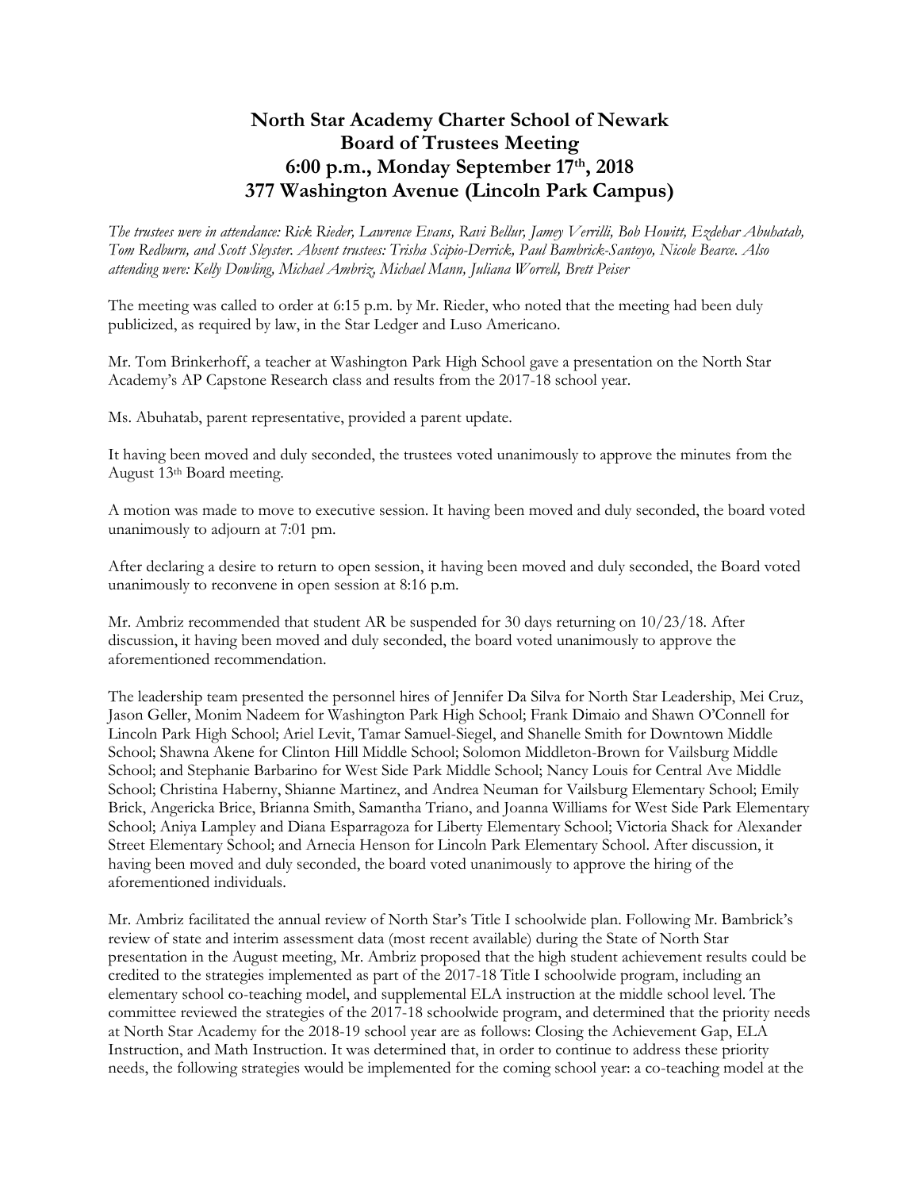# North Star Academy Charter School of Newark
# Board of Trustees Meeting
# 6:00 p.m., Monday September 17th, 2018
# 377 Washington Avenue (Lincoln Park Campus)

*The trustees were in attendance: Rick Rieder, Lawrence Evans, Ravi Bellur, Jamey Verrilli, Bob Howitt, Ezdehar Abuhatab, Tom Redburn, and Scott Sleyster. Absent trustees: Trisha Scipio-Derrick, Paul Bambrick-Santoyo, Nicole Bearce. Also attending were: Kelly Dowling, Michael Ambriz, Michael Mann, Juliana Worrell, Brett Peiser*

The meeting was called to order at 6:15 p.m. by Mr. Rieder, who noted that the meeting had been duly publicized, as required by law, in the Star Ledger and Luso Americano.

Mr. Tom Brinkerhoff, a teacher at Washington Park High School gave a presentation on the North Star Academy's AP Capstone Research class and results from the 2017-18 school year.

Ms. Abuhatab, parent representative, provided a parent update.

It having been moved and duly seconded, the trustees voted unanimously to approve the minutes from the August 13th Board meeting.

A motion was made to move to executive session. It having been moved and duly seconded, the board voted unanimously to adjourn at 7:01 pm.

After declaring a desire to return to open session, it having been moved and duly seconded, the Board voted unanimously to reconvene in open session at 8:16 p.m.

Mr. Ambriz recommended that student AR be suspended for 30 days returning on 10/23/18. After discussion, it having been moved and duly seconded, the board voted unanimously to approve the aforementioned recommendation.

The leadership team presented the personnel hires of Jennifer Da Silva for North Star Leadership, Mei Cruz, Jason Geller, Monim Nadeem for Washington Park High School; Frank Dimaio and Shawn O'Connell for Lincoln Park High School; Ariel Levit, Tamar Samuel-Siegel, and Shanelle Smith for Downtown Middle School; Shawna Akene for Clinton Hill Middle School; Solomon Middleton-Brown for Vailsburg Middle School; and Stephanie Barbarino for West Side Park Middle School; Nancy Louis for Central Ave Middle School; Christina Haberny, Shianne Martinez, and Andrea Neuman for Vailsburg Elementary School; Emily Brick, Angericka Brice, Brianna Smith, Samantha Triano, and Joanna Williams for West Side Park Elementary School; Aniya Lampley and Diana Esparragoza for Liberty Elementary School; Victoria Shack for Alexander Street Elementary School; and Arnecia Henson for Lincoln Park Elementary School. After discussion, it having been moved and duly seconded, the board voted unanimously to approve the hiring of the aforementioned individuals.

Mr. Ambriz facilitated the annual review of North Star's Title I schoolwide plan. Following Mr. Bambrick's review of state and interim assessment data (most recent available) during the State of North Star presentation in the August meeting, Mr. Ambriz proposed that the high student achievement results could be credited to the strategies implemented as part of the 2017-18 Title I schoolwide program, including an elementary school co-teaching model, and supplemental ELA instruction at the middle school level. The committee reviewed the strategies of the 2017-18 schoolwide program, and determined that the priority needs at North Star Academy for the 2018-19 school year are as follows: Closing the Achievement Gap, ELA Instruction, and Math Instruction. It was determined that, in order to continue to address these priority needs, the following strategies would be implemented for the coming school year: a co-teaching model at the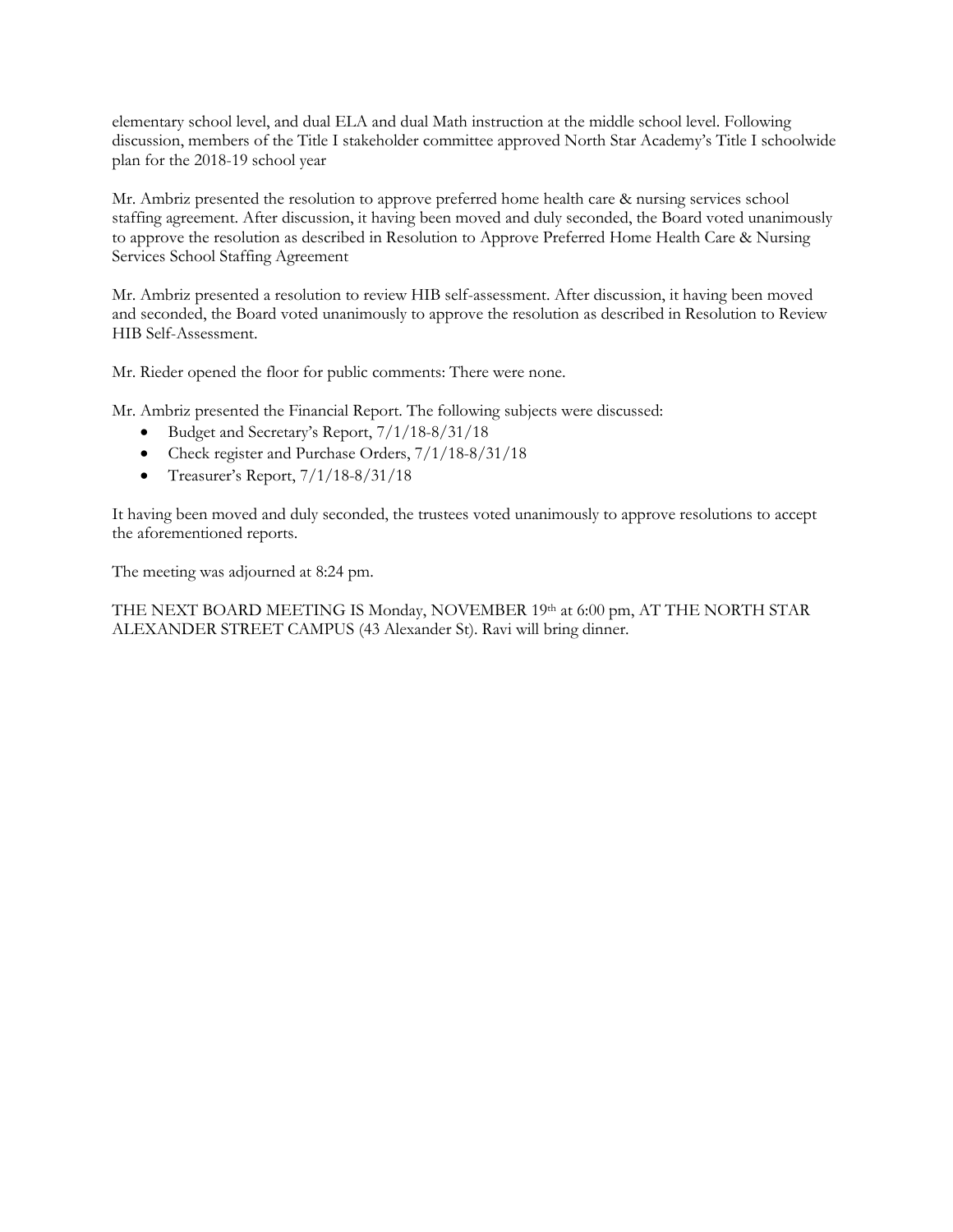elementary school level, and dual ELA and dual Math instruction at the middle school level. Following discussion, members of the Title I stakeholder committee approved North Star Academy's Title I schoolwide plan for the 2018-19 school year

Mr. Ambriz presented the resolution to approve preferred home health care & nursing services school staffing agreement. After discussion, it having been moved and duly seconded, the Board voted unanimously to approve the resolution as described in Resolution to Approve Preferred Home Health Care & Nursing Services School Staffing Agreement

Mr. Ambriz presented a resolution to review HIB self-assessment. After discussion, it having been moved and seconded, the Board voted unanimously to approve the resolution as described in Resolution to Review HIB Self-Assessment.

Mr. Rieder opened the floor for public comments: There were none.

Mr. Ambriz presented the Financial Report. The following subjects were discussed:

- Budget and Secretary's Report, 7/1/18-8/31/18
- Check register and Purchase Orders, 7/1/18-8/31/18
- Treasurer's Report, 7/1/18-8/31/18

It having been moved and duly seconded, the trustees voted unanimously to approve resolutions to accept the aforementioned reports.

The meeting was adjourned at 8:24 pm.

THE NEXT BOARD MEETING IS Monday, NOVEMBER 19th at 6:00 pm, AT THE NORTH STAR ALEXANDER STREET CAMPUS (43 Alexander St). Ravi will bring dinner.